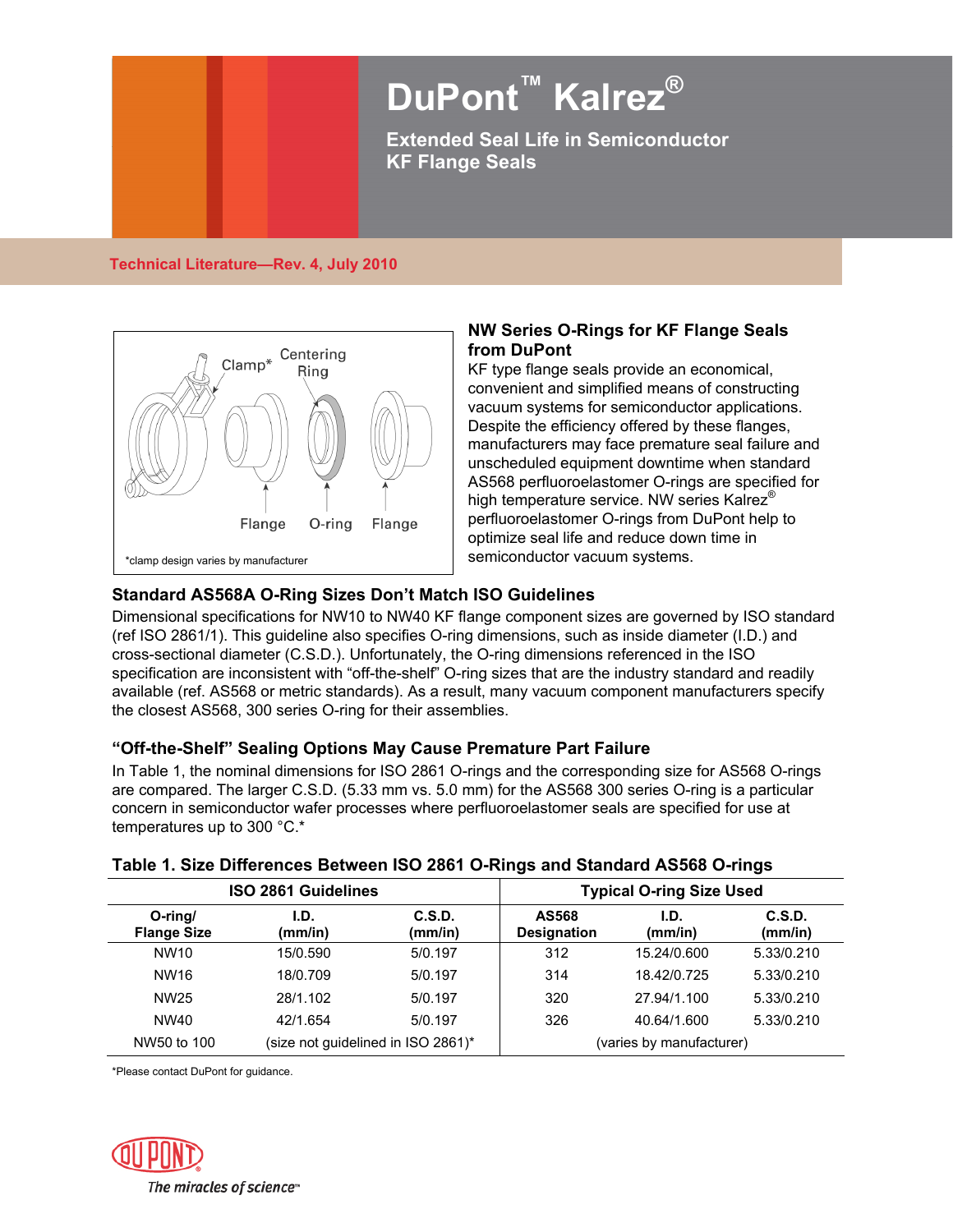# DuPont™ Kalrez®

**Extended Seal Life in Semiconductor KF Flange Seals**

**Technical Literature—Rev. 4, July 2010**

Clamp* Centering Ring

Flange O-ring Flange

*clamp design varies by manufacturer

## NW Series O-Rings for KF Flange Seals from DuPont

KF type flange seals provide an economical, convenient and simplified means of constructing vacuum systems for semiconductor applications. Despite the efficiency offered by these flanges, manufacturers may face premature seal failure and unscheduled equipment downtime when standard AS568 perfluoroelastomer O-rings are specified for high temperature service. NW series Kalrez® perfluoroelastomer O-rings from DuPont help to optimize seal life and reduce down time in semiconductor vacuum systems.

## Standard AS568A O-Ring Sizes Don't Match ISO Guidelines

Dimensional specifications for NW10 to NW40 KF flange component sizes are governed by ISO standard (ref ISO 2861/1). This guideline also specifies O-ring dimensions, such as inside diameter (I.D.) and cross-sectional diameter (C.S.D.). Unfortunately, the O-ring dimensions referenced in the ISO specification are inconsistent with "off-the-shelf" O-ring sizes that are the industry standard and readily available (ref. AS568 or metric standards). As a result, many vacuum component manufacturers specify the closest AS568, 300 series O-ring for their assemblies.

## "Off-the-Shelf" Sealing Options May Cause Premature Part Failure

In Table 1, the nominal dimensions for ISO 2861 O-rings and the corresponding size for AS568 O-rings are compared. The larger C.S.D. (5.33 mm vs. 5.0 mm) for the AS568 300 series O-ring is a particular concern in semiconductor wafer processes where perfluoroelastomer seals are specified for use at temperatures up to 300 °C.*

**Table 1. Size Differences Between ISO 2861 O-Rings and Standard AS568 O-rings**

| ISO 2861 Guidelines | | | Typical O-ring Size Used | | |
|---|---|---|---|---|---|
| **O-ring/ Flange Size** | **I.D. (mm/in)** | **C.S.D. (mm/in)** | **AS568 Designation** | **I.D. (mm/in)** | **C.S.D. (mm/in)** |
| NW10 | 15/0.590 | 5/0.197 | 312 | 15.24/0.600 | 5.33/0.210 |
| NW16 | 18/0.709 | 5/0.197 | 314 | 18.42/0.725 | 5.33/0.210 |
| NW25 | 28/1.102 | 5/0.197 | 320 | 27.94/1.100 | 5.33/0.210 |
| NW40 | 42/1.654 | 5/0.197 | 326 | 40.64/1.600 | 5.33/0.210 |
| NW50 to 100 | (size not guidelined in ISO 2861)* | | (varies by manufacturer) | | |

*Please contact DuPont for guidance.

DUPONT The miracles of science™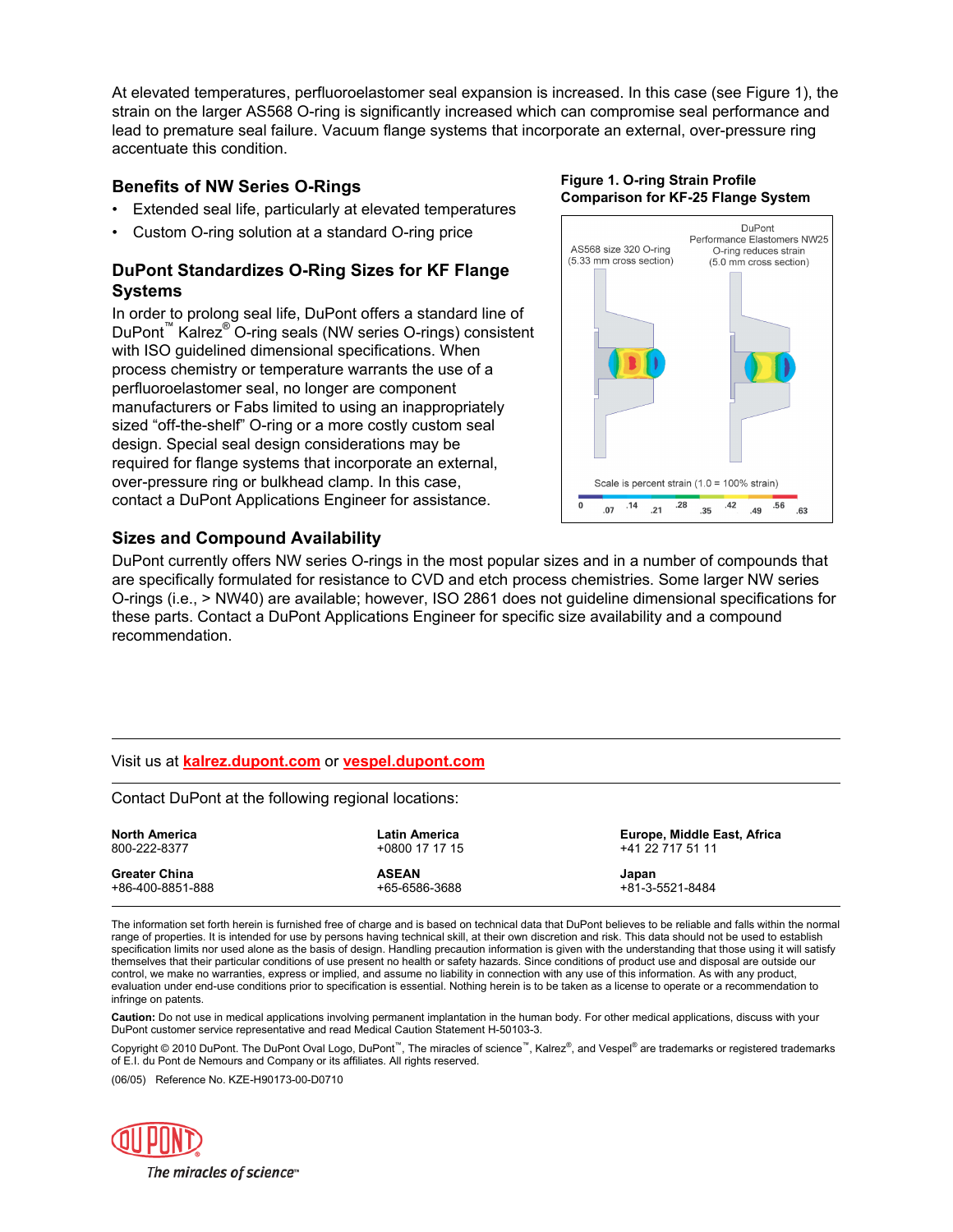At elevated temperatures, perfluoroelastomer seal expansion is increased. In this case (see Figure 1), the strain on the larger AS568 O-ring is significantly increased which can compromise seal performance and lead to premature seal failure. Vacuum flange systems that incorporate an external, over-pressure ring accentuate this condition.

## Benefits of NW Series O-Rings

- Extended seal life, particularly at elevated temperatures
- Custom O-ring solution at a standard O-ring price

## DuPont Standardizes O-Ring Sizes for KF Flange Systems

In order to prolong seal life, DuPont offers a standard line of DuPont™ Kalrez® O-ring seals (NW series O-rings) consistent with ISO guidelined dimensional specifications. When process chemistry or temperature warrants the use of a perfluoroelastomer seal, no longer are component manufacturers or Fabs limited to using an inappropriately sized "off-the-shelf" O-ring or a more costly custom seal design. Special seal design considerations may be required for flange systems that incorporate an external, over-pressure ring or bulkhead clamp. In this case, contact a DuPont Applications Engineer for assistance.

**Figure 1. O-ring Strain Profile Comparison for KF-25 Flange System**

AS568 size 320 O-ring
(5.33 mm cross section)

DuPont
Performance Elastomers NW25
O-ring reduces strain
(5.0 mm cross section)

Scale is percent strain (1.0 = 100% strain)

0 .07 .14 .21 .28 .35 .42 .49 .56 .63

## Sizes and Compound Availability

DuPont currently offers NW series O-rings in the most popular sizes and in a number of compounds that are specifically formulated for resistance to CVD and etch process chemistries. Some larger NW series O-rings (i.e., > NW40) are available; however, ISO 2861 does not guideline dimensional specifications for these parts. Contact a DuPont Applications Engineer for specific size availability and a compound recommendation.

---

Visit us at **kalrez.dupont.com** or **vespel.dupont.com**

---

Contact DuPont at the following regional locations:

**North America**
800-222-8377

**Latin America**
+0800 17 17 15

**Europe, Middle East, Africa**
+41 22 717 51 11

**Greater China**
+86-400-8851-888

**ASEAN**
+65-6586-3688

**Japan**
+81-3-5521-8484

---

The information set forth herein is furnished free of charge and is based on technical data that DuPont believes to be reliable and falls within the normal range of properties. It is intended for use by persons having technical skill, at their own discretion and risk. This data should not be used to establish specification limits nor used alone as the basis of design. Handling precaution information is given with the understanding that those using it will satisfy themselves that their particular conditions of use present no health or safety hazards. Since conditions of product use and disposal are outside our control, we make no warranties, express or implied, and assume no liability in connection with any use of this information. As with any product, evaluation under end-use conditions prior to specification is essential. Nothing herein is to be taken as a license to operate or a recommendation to infringe on patents.

**Caution:** Do not use in medical applications involving permanent implantation in the human body. For other medical applications, discuss with your DuPont customer service representative and read Medical Caution Statement H-50103-3.

Copyright © 2010 DuPont. The DuPont Oval Logo, DuPont™, The miracles of science™, Kalrez®, and Vespel® are trademarks or registered trademarks of E.I. du Pont de Nemours and Company or its affiliates. All rights reserved.

(06/05) Reference No. KZE-H90173-00-D0710

*The miracles of science™*